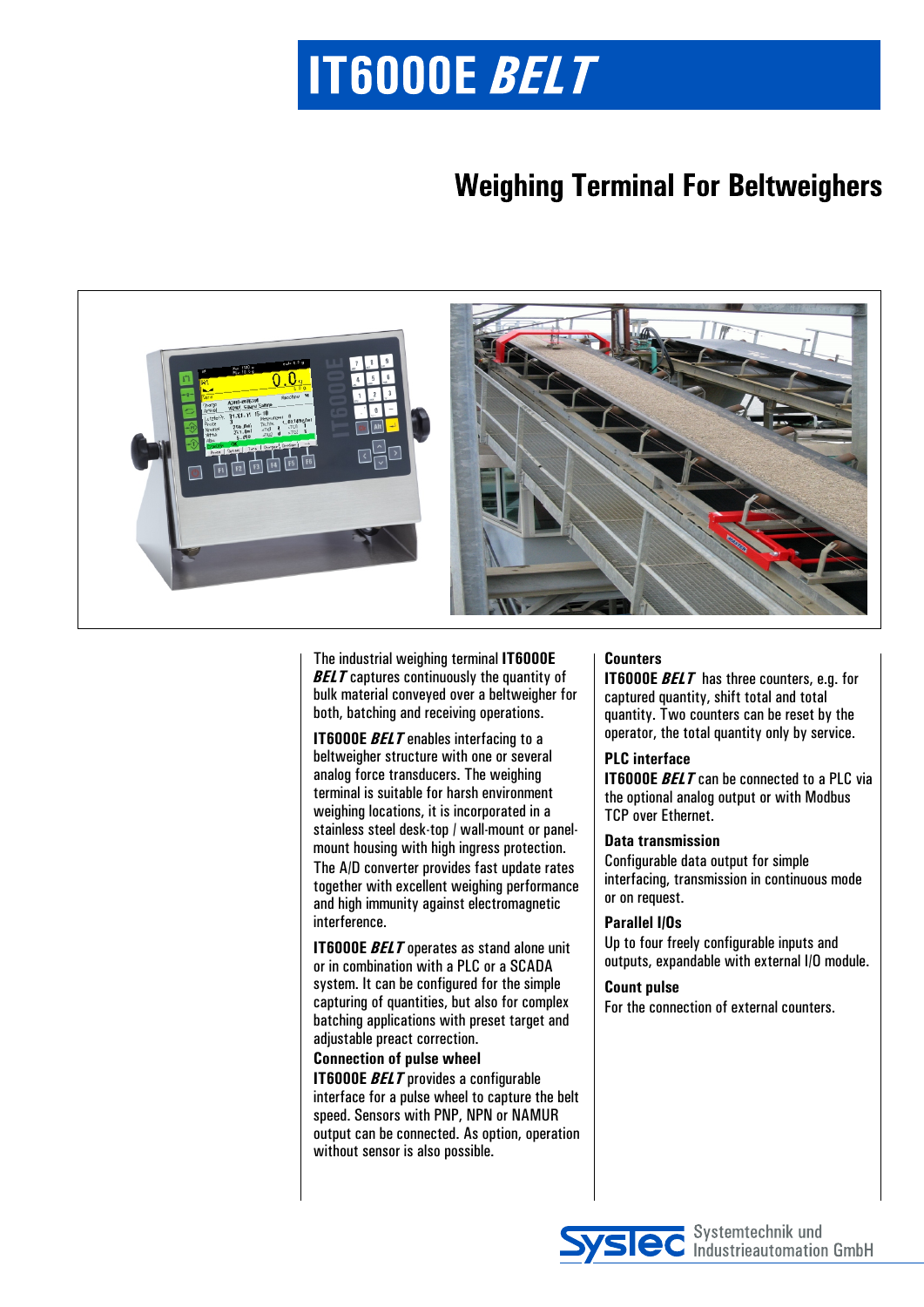# IT6000E *BELT*

## Weighing Terminal For Beltweighers

The industrial weighing terminal **IT6000E *BELT*** captures continuously the quantity of bulk material conveyed over a beltweigher for both, batching and receiving operations.

**IT6000E *BELT*** enables interfacing to a beltweigher structure with one or several analog force transducers. The weighing terminal is suitable for harsh environment weighing locations, it is incorporated in a stainless steel desk-top / wall-mount or panel-mount housing with high ingress protection. The A/D converter provides fast update rates together with excellent weighing performance and high immunity against electromagnetic interference.

**IT6000E *BELT*** operates as stand alone unit or in combination with a PLC or a SCADA system. It can be configured for the simple capturing of quantities, but also for complex batching applications with preset target and adjustable preact correction.

**Connection of pulse wheel**

**IT6000E *BELT*** provides a configurable interface for a pulse wheel to capture the belt speed. Sensors with PNP, NPN or NAMUR output can be connected. As option, operation without sensor is also possible.

**Counters**

**IT6000E *BELT*** has three counters, e.g. for captured quantity, shift total and total quantity. Two counters can be reset by the operator, the total quantity only by service.

**PLC interface**

**IT6000E *BELT*** can be connected to a PLC via the optional analog output or with Modbus TCP over Ethernet.

**Data transmission**

Configurable data output for simple interfacing, transmission in continuous mode or on request.

**Parallel I/Os**

Up to four freely configurable inputs and outputs, expandable with external I/O module.

**Count pulse**

For the connection of external counters.

Systec Systemtechnik und Industrieautomation GmbH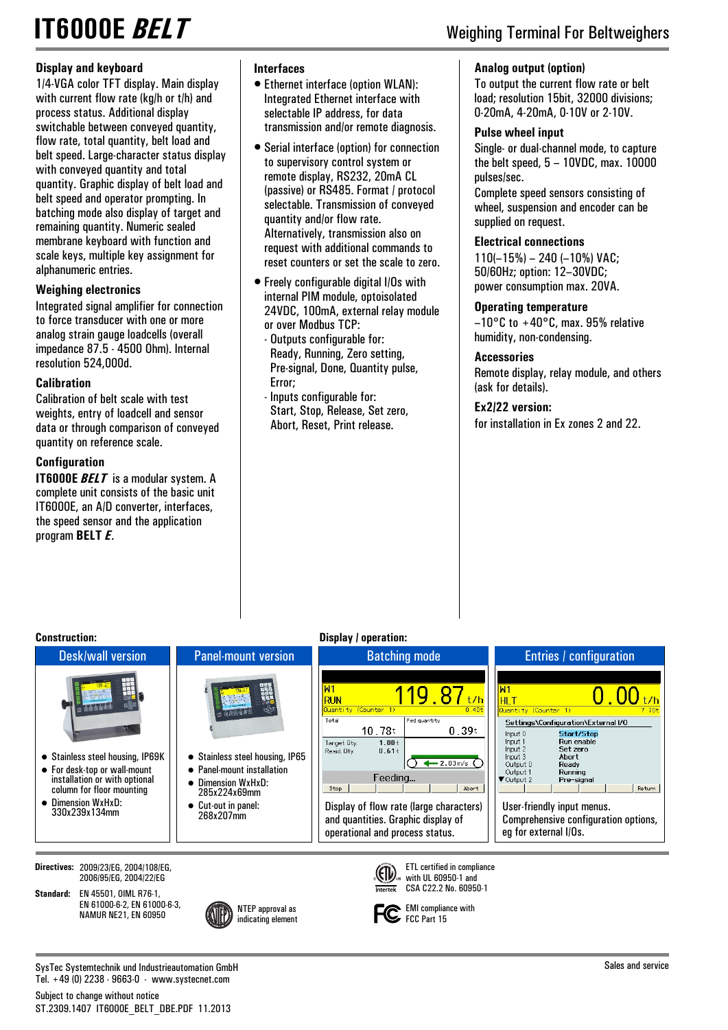# IT6000E *BELT*

Weighing Terminal For Beltweighers

### Display and keyboard

1/4-VGA color TFT display. Main display with current flow rate (kg/h or t/h) and process status. Additional display switchable between conveyed quantity, flow rate, total quantity, belt load and belt speed. Large-character status display with conveyed quantity and total quantity. Graphic display of belt load and belt speed and operator prompting. In batching mode also display of target and remaining quantity. Numeric sealed membrane keyboard with function and scale keys, multiple key assignment for alphanumeric entries.

### Weighing electronics

Integrated signal amplifier for connection to force transducer with one or more analog strain gauge loadcells (overall impedance 87.5 - 4500 Ohm). Internal resolution 524,000d.

### Calibration

Calibration of belt scale with test weights, entry of loadcell and sensor data or through comparison of conveyed quantity on reference scale.

### Configuration

**IT6000E *BELT*** is a modular system. A complete unit consists of the basic unit IT6000E, an A/D converter, interfaces, the speed sensor and the application program **BELT *E***.

### Interfaces

- Ethernet interface (option WLAN): Integrated Ethernet interface with selectable IP address, for data transmission and/or remote diagnosis.
- Serial interface (option) for connection to supervisory control system or remote display, RS232, 20mA CL (passive) or RS485. Format / protocol selectable. Transmission of conveyed quantity and/or flow rate. Alternatively, transmission also on request with additional commands to reset counters or set the scale to zero.
- Freely configurable digital I/Os with internal PIM module, optoisolated 24VDC, 100mA, external relay module or over Modbus TCP:
  - Outputs configurable for: Ready, Running, Zero setting, Pre-signal, Done, Quantity pulse, Error;
  - Inputs configurable for: Start, Stop, Release, Set zero, Abort, Reset, Print release.

### Analog output (option)

To output the current flow rate or belt load; resolution 15bit, 32000 divisions; 0-20mA, 4-20mA, 0-10V or 2-10V.

### Pulse wheel input

Single- or dual-channel mode, to capture the belt speed, 5 – 10VDC, max. 10000 pulses/sec.

Complete speed sensors consisting of wheel, suspension and encoder can be supplied on request.

### Electrical connections

110(–15%) – 240 (–10%) VAC; 50/60Hz; option: 12–30VDC; power consumption max. 20VA.

### Operating temperature

–10°C to +40°C, max. 95% relative humidity, non-condensing.

### Accessories

Remote display, relay module, and others (ask for details).

### Ex2/22 version:

for installation in Ex zones 2 and 22.

### Construction:

**Desk/wall version**

- Stainless steel housing, IP69K
- For desk-top or wall-mount installation or with optional column for floor mounting
- Dimension WxHxD: 330x239x134mm

**Panel-mount version**

- Stainless steel housing, IP65
- Panel-mount installation
- Dimension WxHxD: 285x224x69mm
- Cut-out in panel: 268x207mm

### Display / operation:

**Batching mode**

W1 RUN 119.87 t/h
Quantity (Counter 1) 0.40t
Total 10.78t
Fed quantity 0.39t
Target Qty. 1.00t
Resid. Qty 0.61t
2.03m/s
Feeding...
Stop Abort

Display of flow rate (large characters) and quantities. Graphic display of operational and process status.

**Entries / configuration**

W1 HLT 0.00 t/h
Quantity (Counter 1) 7.70t
Settings\Configuration\External I/O
Input 0 Start/Stop
Input 1 Run enable
Input 2 Set zero
Input 3 Abort
Output 0 Ready
Output 1 Running
Output 2 Pre-signal
Return

User-friendly input menus. Comprehensive configuration options, eg for external I/Os.

**Directives:** 2009/23/EG, 2004/108/EG, 2006/95/EG, 2004/22/EG

**Standard:** EN 45501, OIML R76-1, EN 61000-6-2, EN 61000-6-3, NAMUR NE21, EN 60950

NTEP approval as indicating element

ETL certified in compliance with UL 60950-1 and CSA C22.2 No. 60950-1

EMI compliance with FCC Part 15

SysTec Systemtechnik und Industrieautomation GmbH
Tel. +49 (0) 2238 · 9663-0 · www.systecnet.com

Sales and service

Subject to change without notice
ST.2309.1407 IT6000E_BELT_DBE.PDF 11.2013